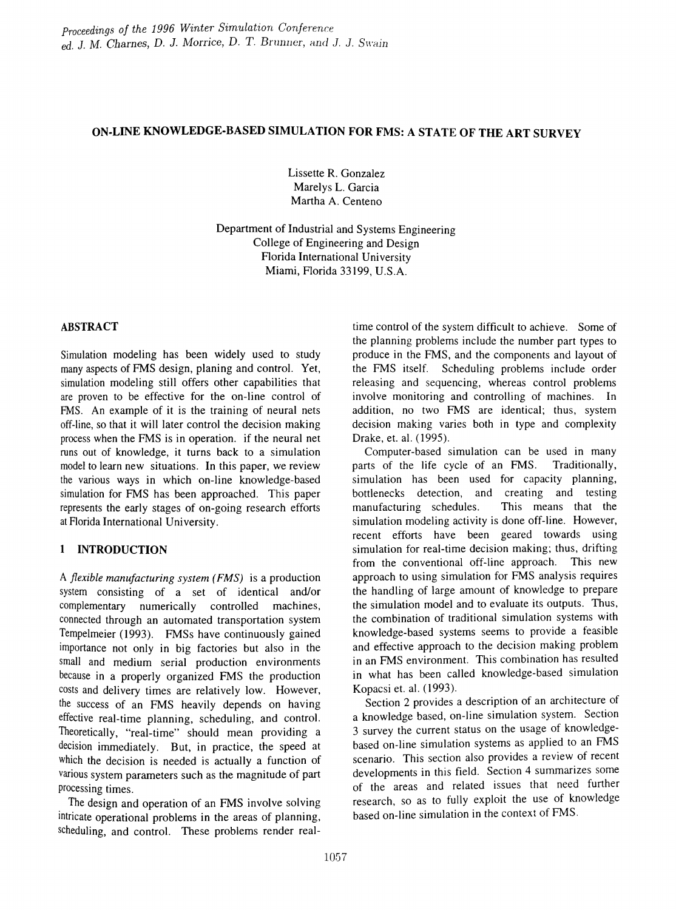Proceedings of the 1996 Winter Simulation Conference
ed. J. M. Charnes, D. J. Morrice, D. T. Brunner, and J. J. Swain

# ON-LINE KNOWLEDGE-BASED SIMULATION FOR FMS: A STATE OF THE ART SURVEY

Lissette R. Gonzalez
Marelys L. Garcia
Martha A. Centeno

Department of Industrial and Systems Engineering
College of Engineering and Design
Florida International University
Miami, Florida 33199, U.S.A.

## ABSTRACT

Simulation modeling has been widely used to study many aspects of FMS design, planing and control. Yet, simulation modeling still offers other capabilities that are proven to be effective for the on-line control of FMS. An example of it is the training of neural nets off-line, so that it will later control the decision making process when the FMS is in operation. if the neural net runs out of knowledge, it turns back to a simulation model to learn new situations. In this paper, we review the various ways in which on-line knowledge-based simulation for FMS has been approached. This paper represents the early stages of on-going research efforts at Florida International University.

## 1 INTRODUCTION

A *flexible manufacturing system (FMS)* is a production system consisting of a set of identical and/or complementary numerically controlled machines, connected through an automated transportation system Tempelmeier (1993). FMSs have continuously gained importance not only in big factories but also in the small and medium serial production environments because in a properly organized FMS the production costs and delivery times are relatively low. However, the success of an FMS heavily depends on having effective real-time planning, scheduling, and control. Theoretically, "real-time" should mean providing a decision immediately. But, in practice, the speed at which the decision is needed is actually a function of various system parameters such as the magnitude of part processing times.

The design and operation of an FMS involve solving intricate operational problems in the areas of planning, scheduling, and control. These problems render real-time control of the system difficult to achieve. Some of the planning problems include the number part types to produce in the FMS, and the components and layout of the FMS itself. Scheduling problems include order releasing and sequencing, whereas control problems involve monitoring and controlling of machines. In addition, no two FMS are identical; thus, system decision making varies both in type and complexity Drake, et. al. (1995).

Computer-based simulation can be used in many parts of the life cycle of an FMS. Traditionally, simulation has been used for capacity planning, bottlenecks detection, and creating and testing manufacturing schedules. This means that the simulation modeling activity is done off-line. However, recent efforts have been geared towards using simulation for real-time decision making; thus, drifting from the conventional off-line approach. This new approach to using simulation for FMS analysis requires the handling of large amount of knowledge to prepare the simulation model and to evaluate its outputs. Thus, the combination of traditional simulation systems with knowledge-based systems seems to provide a feasible and effective approach to the decision making problem in an FMS environment. This combination has resulted in what has been called knowledge-based simulation Kopacsi et. al. (1993).

Section 2 provides a description of an architecture of a knowledge based, on-line simulation system. Section 3 survey the current status on the usage of knowledge-based on-line simulation systems as applied to an FMS scenario. This section also provides a review of recent developments in this field. Section 4 summarizes some of the areas and related issues that need further research, so as to fully exploit the use of knowledge based on-line simulation in the context of FMS.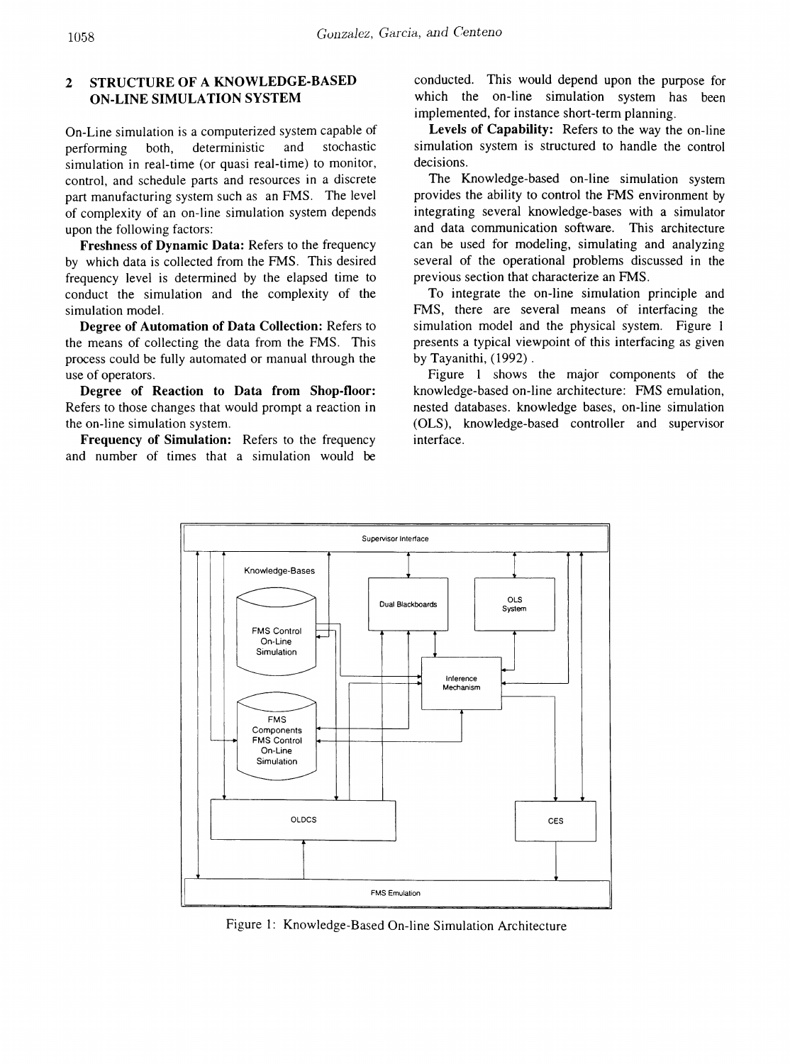## 2 STRUCTURE OF A KNOWLEDGE-BASED ON-LINE SIMULATION SYSTEM

On-Line simulation is a computerized system capable of performing both, deterministic and stochastic simulation in real-time (or quasi real-time) to monitor, control, and schedule parts and resources in a discrete part manufacturing system such as an FMS. The level of complexity of an on-line simulation system depends upon the following factors:

**Freshness of Dynamic Data:** Refers to the frequency by which data is collected from the FMS. This desired frequency level is determined by the elapsed time to conduct the simulation and the complexity of the simulation model.

**Degree of Automation of Data Collection:** Refers to the means of collecting the data from the FMS. This process could be fully automated or manual through the use of operators.

**Degree of Reaction to Data from Shop-floor:** Refers to those changes that would prompt a reaction in the on-line simulation system.

**Frequency of Simulation:** Refers to the frequency and number of times that a simulation would be conducted. This would depend upon the purpose for which the on-line simulation system has been implemented, for instance short-term planning.

**Levels of Capability:** Refers to the way the on-line simulation system is structured to handle the control decisions.

The Knowledge-based on-line simulation system provides the ability to control the FMS environment by integrating several knowledge-bases with a simulator and data communication software. This architecture can be used for modeling, simulating and analyzing several of the operational problems discussed in the previous section that characterize an FMS.

To integrate the on-line simulation principle and FMS, there are several means of interfacing the simulation model and the physical system. Figure 1 presents a typical viewpoint of this interfacing as given by Tayanithi, (1992) .

Figure 1 shows the major components of the knowledge-based on-line architecture: FMS emulation, nested databases. knowledge bases, on-line simulation (OLS), knowledge-based controller and supervisor interface.

Figure 1: Knowledge-Based On-line Simulation Architecture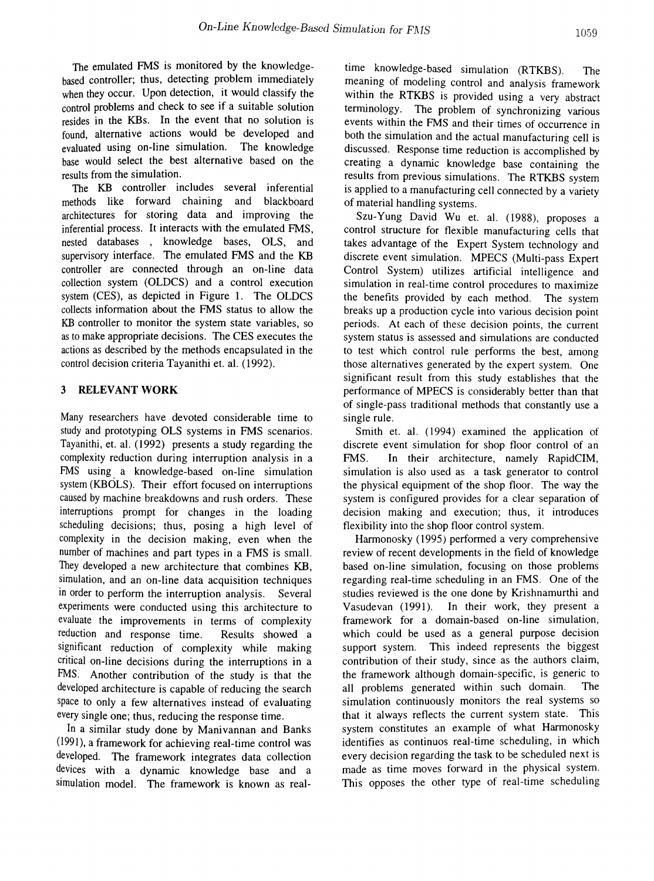The emulated FMS is monitored by the knowledge-based controller; thus, detecting problem immediately when they occur. Upon detection, it would classify the control problems and check to see if a suitable solution resides in the KBs. In the event that no solution is found, alternative actions would be developed and evaluated using on-line simulation. The knowledge base would select the best alternative based on the results from the simulation.

The KB controller includes several inferential methods like forward chaining and blackboard architectures for storing data and improving the inferential process. It interacts with the emulated FMS, nested databases , knowledge bases, OLS, and supervisory interface. The emulated FMS and the KB controller are connected through an on-line data collection system (OLDCS) and a control execution system (CES), as depicted in Figure 1. The OLDCS collects information about the FMS status to allow the KB controller to monitor the system state variables, so as to make appropriate decisions. The CES executes the actions as described by the methods encapsulated in the control decision criteria Tayanithi et. al. (1992).

## 3 RELEVANT WORK

Many researchers have devoted considerable time to study and prototyping OLS systems in FMS scenarios. Tayanithi, et. al. (1992) presents a study regarding the complexity reduction during interruption analysis in a FMS using a knowledge-based on-line simulation system (KBOLS). Their effort focused on interruptions caused by machine breakdowns and rush orders. These interruptions prompt for changes in the loading scheduling decisions; thus, posing a high level of complexity in the decision making, even when the number of machines and part types in a FMS is small. They developed a new architecture that combines KB, simulation, and an on-line data acquisition techniques in order to perform the interruption analysis. Several experiments were conducted using this architecture to evaluate the improvements in terms of complexity reduction and response time. Results showed a significant reduction of complexity while making critical on-line decisions during the interruptions in a FMS. Another contribution of the study is that the developed architecture is capable of reducing the search space to only a few alternatives instead of evaluating every single one; thus, reducing the response time.

In a similar study done by Manivannan and Banks (1991), a framework for achieving real-time control was developed. The framework integrates data collection devices with a dynamic knowledge base and a simulation model. The framework is known as real-time knowledge-based simulation (RTKBS). The meaning of modeling control and analysis framework within the RTKBS is provided using a very abstract terminology. The problem of synchronizing various events within the FMS and their times of occurrence in both the simulation and the actual manufacturing cell is discussed. Response time reduction is accomplished by creating a dynamic knowledge base containing the results from previous simulations. The RTKBS system is applied to a manufacturing cell connected by a variety of material handling systems.

Szu-Yung David Wu et. al. (1988), proposes a control structure for flexible manufacturing cells that takes advantage of the Expert System technology and discrete event simulation. MPECS (Multi-pass Expert Control System) utilizes artificial intelligence and simulation in real-time control procedures to maximize the benefits provided by each method. The system breaks up a production cycle into various decision point periods. At each of these decision points, the current system status is assessed and simulations are conducted to test which control rule performs the best, among those alternatives generated by the expert system. One significant result from this study establishes that the performance of MPECS is considerably better than that of single-pass traditional methods that constantly use a single rule.

Smith et. al. (1994) examined the application of discrete event simulation for shop floor control of an FMS. In their architecture, namely RapidCIM, simulation is also used as a task generator to control the physical equipment of the shop floor. The way the system is configured provides for a clear separation of decision making and execution; thus, it introduces flexibility into the shop floor control system.

Harmonosky (1995) performed a very comprehensive review of recent developments in the field of knowledge based on-line simulation, focusing on those problems regarding real-time scheduling in an FMS. One of the studies reviewed is the one done by Krishnamurthi and Vasudevan (1991). In their work, they present a framework for a domain-based on-line simulation, which could be used as a general purpose decision support system. This indeed represents the biggest contribution of their study, since as the authors claim, the framework although domain-specific, is generic to all problems generated within such domain. The simulation continuously monitors the real systems so that it always reflects the current system state. This system constitutes an example of what Harmonosky identifies as continuos real-time scheduling, in which every decision regarding the task to be scheduled next is made as time moves forward in the physical system. This opposes the other type of real-time scheduling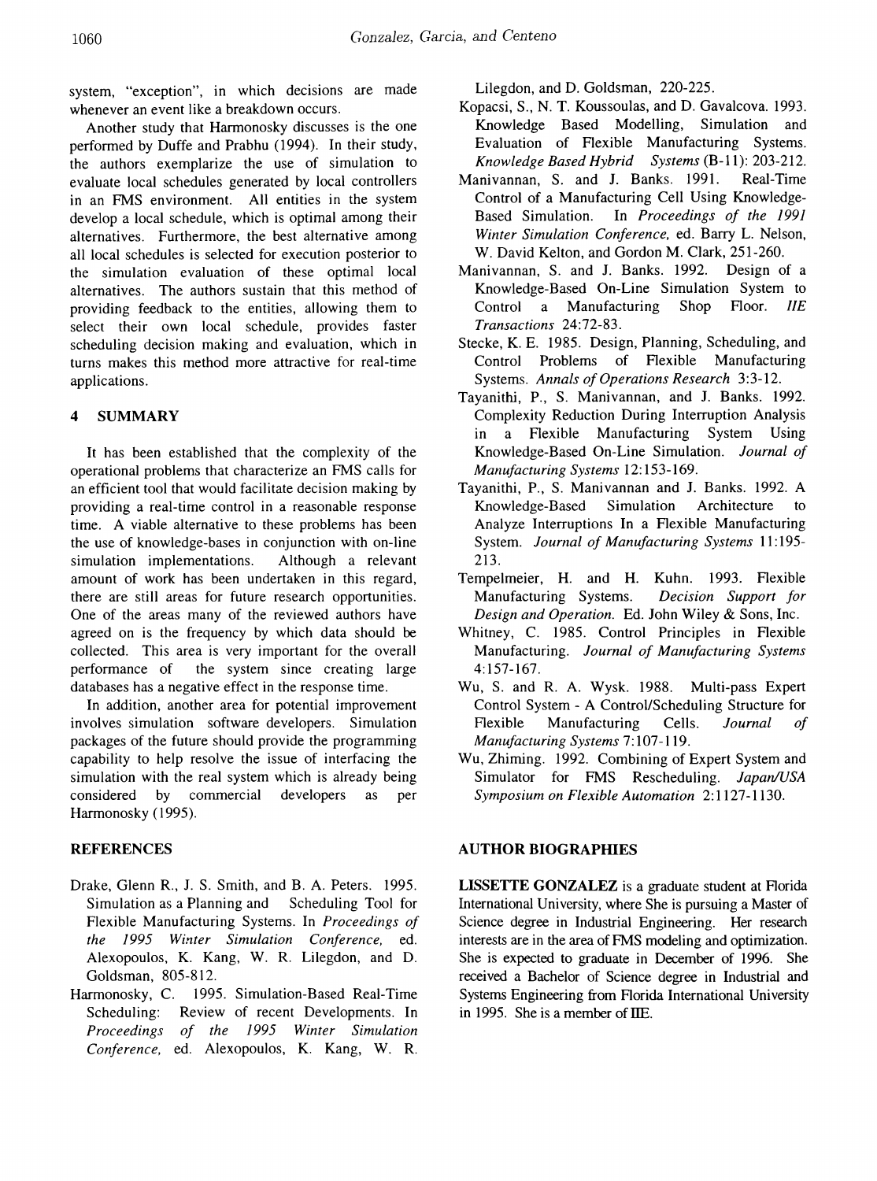system, "exception", in which decisions are made whenever an event like a breakdown occurs.

Another study that Harmonosky discusses is the one performed by Duffe and Prabhu (1994). In their study, the authors exemplarize the use of simulation to evaluate local schedules generated by local controllers in an FMS environment. All entities in the system develop a local schedule, which is optimal among their alternatives. Furthermore, the best alternative among all local schedules is selected for execution posterior to the simulation evaluation of these optimal local alternatives. The authors sustain that this method of providing feedback to the entities, allowing them to select their own local schedule, provides faster scheduling decision making and evaluation, which in turns makes this method more attractive for real-time applications.

## 4 SUMMARY

It has been established that the complexity of the operational problems that characterize an FMS calls for an efficient tool that would facilitate decision making by providing a real-time control in a reasonable response time. A viable alternative to these problems has been the use of knowledge-bases in conjunction with on-line simulation implementations. Although a relevant amount of work has been undertaken in this regard, there are still areas for future research opportunities. One of the areas many of the reviewed authors have agreed on is the frequency by which data should be collected. This area is very important for the overall performance of the system since creating large databases has a negative effect in the response time.

In addition, another area for potential improvement involves simulation software developers. Simulation packages of the future should provide the programming capability to help resolve the issue of interfacing the simulation with the real system which is already being considered by commercial developers as per Harmonosky (1995).

## REFERENCES

Drake, Glenn R., J. S. Smith, and B. A. Peters. 1995. Simulation as a Planning and Scheduling Tool for Flexible Manufacturing Systems. In *Proceedings of the 1995 Winter Simulation Conference,* ed. Alexopoulos, K. Kang, W. R. Lilegdon, and D. Goldsman, 805-812.

Harmonosky, C. 1995. Simulation-Based Real-Time Scheduling: Review of recent Developments. In *Proceedings of the 1995 Winter Simulation Conference,* ed. Alexopoulos, K. Kang, W. R. Lilegdon, and D. Goldsman, 220-225.

Kopacsi, S., N. T. Koussoulas, and D. Gavalcova. 1993. Knowledge Based Modelling, Simulation and Evaluation of Flexible Manufacturing Systems. *Knowledge Based Hybrid Systems* (B-11): 203-212.

Manivannan, S. and J. Banks. 1991. Real-Time Control of a Manufacturing Cell Using Knowledge-Based Simulation. In *Proceedings of the 1991 Winter Simulation Conference,* ed. Barry L. Nelson, W. David Kelton, and Gordon M. Clark, 251-260.

Manivannan, S. and J. Banks. 1992. Design of a Knowledge-Based On-Line Simulation System to Control a Manufacturing Shop Floor. *IIE Transactions* 24:72-83.

Stecke, K. E. 1985. Design, Planning, Scheduling, and Control Problems of Flexible Manufacturing Systems. *Annals of Operations Research* 3:3-12.

Tayanithi, P., S. Manivannan, and J. Banks. 1992. Complexity Reduction During Interruption Analysis in a Flexible Manufacturing System Using Knowledge-Based On-Line Simulation. *Journal of Manufacturing Systems* 12:153-169.

Tayanithi, P., S. Manivannan and J. Banks. 1992. A Knowledge-Based Simulation Architecture to Analyze Interruptions In a Flexible Manufacturing System. *Journal of Manufacturing Systems* 11:195-213.

Tempelmeier, H. and H. Kuhn. 1993. Flexible Manufacturing Systems. *Decision Support for Design and Operation.* Ed. John Wiley & Sons, Inc.

Whitney, C. 1985. Control Principles in Flexible Manufacturing. *Journal of Manufacturing Systems* 4:157-167.

Wu, S. and R. A. Wysk. 1988. Multi-pass Expert Control System - A Control/Scheduling Structure for Flexible Manufacturing Cells. *Journal of Manufacturing Systems* 7:107-119.

Wu, Zhiming. 1992. Combining of Expert System and Simulator for FMS Rescheduling. *Japan/USA Symposium on Flexible Automation* 2:1127-1130.

## AUTHOR BIOGRAPHIES

**LISSETTE GONZALEZ** is a graduate student at Florida International University, where She is pursuing a Master of Science degree in Industrial Engineering. Her research interests are in the area of FMS modeling and optimization. She is expected to graduate in December of 1996. She received a Bachelor of Science degree in Industrial and Systems Engineering from Florida International University in 1995. She is a member of IIE.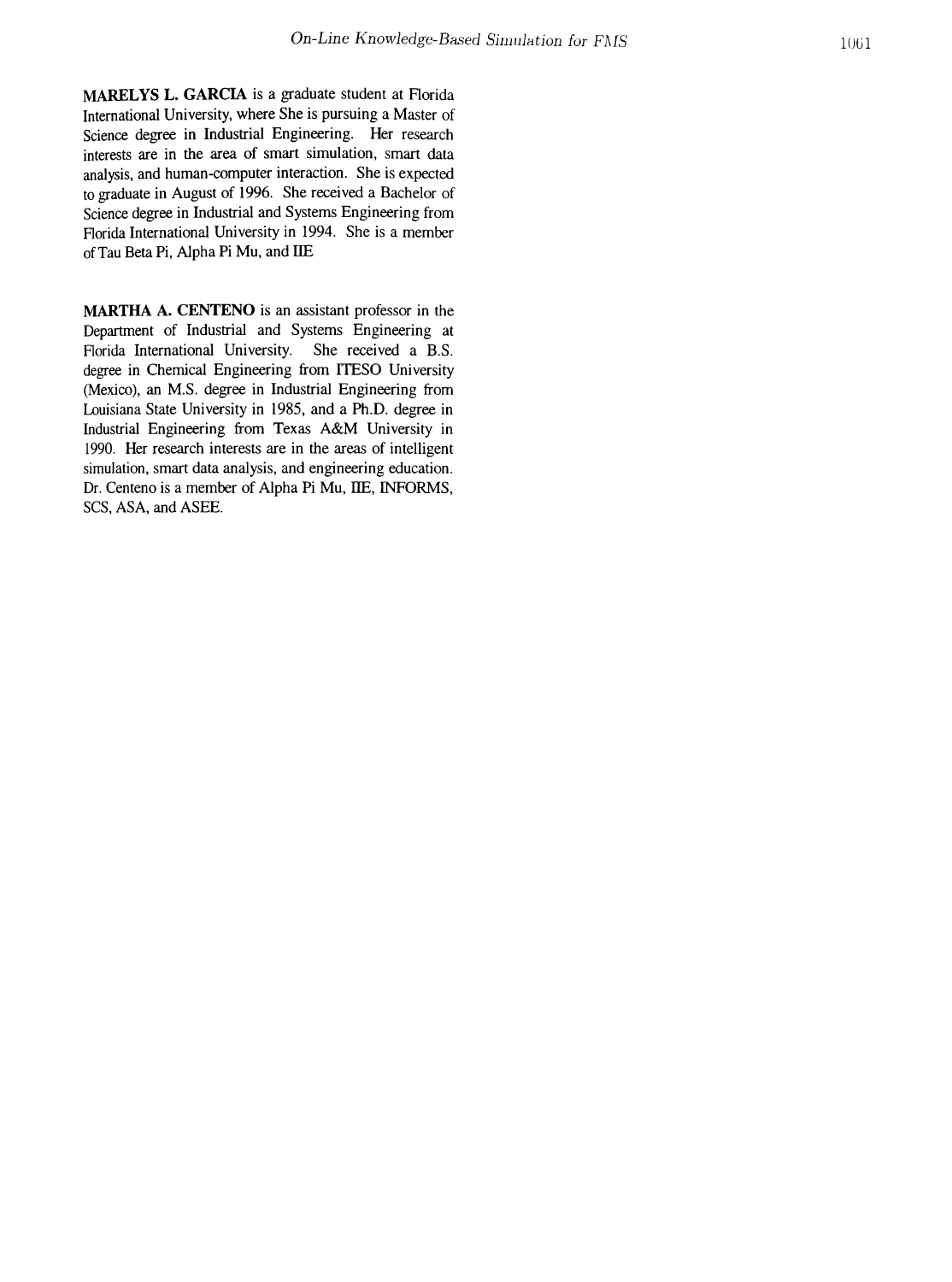**MARELYS L. GARCIA** is a graduate student at Florida International University, where She is pursuing a Master of Science degree in Industrial Engineering. Her research interests are in the area of smart simulation, smart data analysis, and human-computer interaction. She is expected to graduate in August of 1996. She received a Bachelor of Science degree in Industrial and Systems Engineering from Florida International University in 1994. She is a member of Tau Beta Pi, Alpha Pi Mu, and IIE

**MARTHA A. CENTENO** is an assistant professor in the Department of Industrial and Systems Engineering at Florida International University. She received a B.S. degree in Chemical Engineering from ITESO University (Mexico), an M.S. degree in Industrial Engineering from Louisiana State University in 1985, and a Ph.D. degree in Industrial Engineering from Texas A&M University in 1990. Her research interests are in the areas of intelligent simulation, smart data analysis, and engineering education. Dr. Centeno is a member of Alpha Pi Mu, IIE, INFORMS, SCS, ASA, and ASEE.